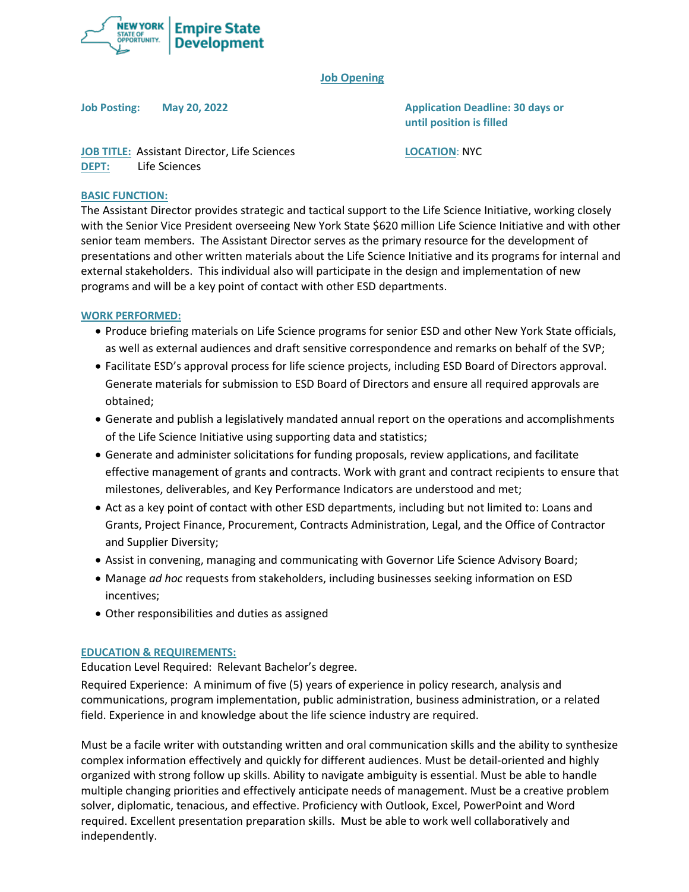NEW YORK STATE OF OPPORTUNITY. | Empire State Development

## Job Opening

**Job Posting:** **May 20, 2022**

**Application Deadline: 30 days or until position is filled**

**JOB TITLE:** Assistant Director, Life Sciences

**DEPT:** Life Sciences

**LOCATION**: NYC

**BASIC FUNCTION:**

The Assistant Director provides strategic and tactical support to the Life Science Initiative, working closely with the Senior Vice President overseeing New York State $620 million Life Science Initiative and with other senior team members. The Assistant Director serves as the primary resource for the development of presentations and other written materials about the Life Science Initiative and its programs for internal and external stakeholders. This individual also will participate in the design and implementation of new programs and will be a key point of contact with other ESD departments.

**WORK PERFORMED:**

- Produce briefing materials on Life Science programs for senior ESD and other New York State officials, as well as external audiences and draft sensitive correspondence and remarks on behalf of the SVP;
- Facilitate ESD's approval process for life science projects, including ESD Board of Directors approval. Generate materials for submission to ESD Board of Directors and ensure all required approvals are obtained;
- Generate and publish a legislatively mandated annual report on the operations and accomplishments of the Life Science Initiative using supporting data and statistics;
- Generate and administer solicitations for funding proposals, review applications, and facilitate effective management of grants and contracts. Work with grant and contract recipients to ensure that milestones, deliverables, and Key Performance Indicators are understood and met;
- Act as a key point of contact with other ESD departments, including but not limited to: Loans and Grants, Project Finance, Procurement, Contracts Administration, Legal, and the Office of Contractor and Supplier Diversity;
- Assist in convening, managing and communicating with Governor Life Science Advisory Board;
- Manage *ad hoc* requests from stakeholders, including businesses seeking information on ESD incentives;
- Other responsibilities and duties as assigned

**EDUCATION & REQUIREMENTS:**

Education Level Required: Relevant Bachelor's degree.

Required Experience: A minimum of five (5) years of experience in policy research, analysis and communications, program implementation, public administration, business administration, or a related field. Experience in and knowledge about the life science industry are required.

Must be a facile writer with outstanding written and oral communication skills and the ability to synthesize complex information effectively and quickly for different audiences. Must be detail-oriented and highly organized with strong follow up skills. Ability to navigate ambiguity is essential. Must be able to handle multiple changing priorities and effectively anticipate needs of management. Must be a creative problem solver, diplomatic, tenacious, and effective. Proficiency with Outlook, Excel, PowerPoint and Word required. Excellent presentation preparation skills. Must be able to work well collaboratively and independently.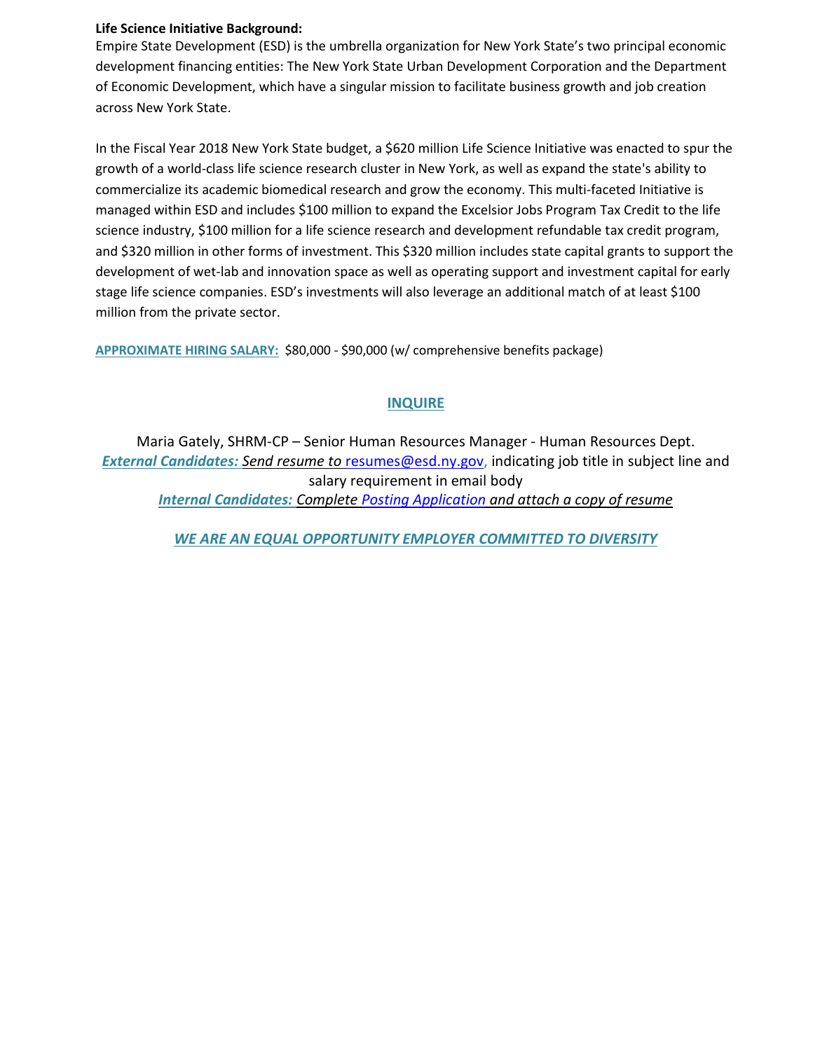**Life Science Initiative Background:**

Empire State Development (ESD) is the umbrella organization for New York State's two principal economic development financing entities: The New York State Urban Development Corporation and the Department of Economic Development, which have a singular mission to facilitate business growth and job creation across New York State.

In the Fiscal Year 2018 New York State budget, a $620 million Life Science Initiative was enacted to spur the growth of a world-class life science research cluster in New York, as well as expand the state's ability to commercialize its academic biomedical research and grow the economy. This multi-faceted Initiative is managed within ESD and includes $100 million to expand the Excelsior Jobs Program Tax Credit to the life science industry, $100 million for a life science research and development refundable tax credit program, and $320 million in other forms of investment. This $320 million includes state capital grants to support the development of wet-lab and innovation space as well as operating support and investment capital for early stage life science companies. ESD's investments will also leverage an additional match of at least $100 million from the private sector.

**APPROXIMATE HIRING SALARY:** $80,000 - $90,000 (w/ comprehensive benefits package)

## INQUIRE

Maria Gately, SHRM-CP – Senior Human Resources Manager - Human Resources Dept.

***External Candidates:*** *Send resume to* resumes@esd.ny.gov, indicating job title in subject line and salary requirement in email body

***Internal Candidates:*** *Complete Posting Application and attach a copy of resume*

***WE ARE AN EQUAL OPPORTUNITY EMPLOYER COMMITTED TO DIVERSITY***